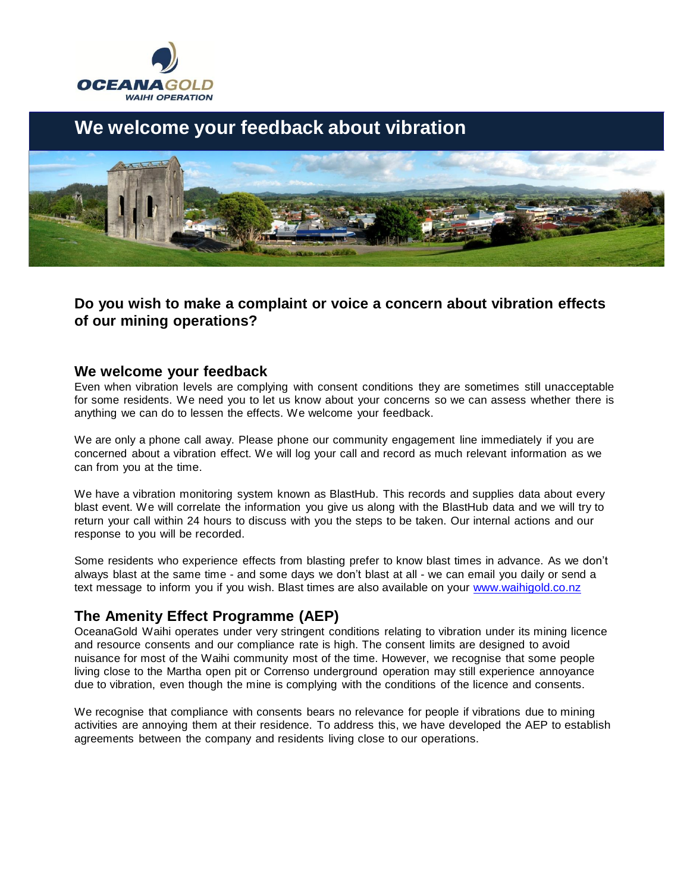# We welcome your feedback about vibration

## Do you wish to make a complaint or voice a concern about vibration effects of our mining operations?

### We welcome your feedback

Even when vibration levels are complying with consent conditions they are sometimes still unacceptable for some residents. We need you to let us know about your concerns so we can assess whether there is anything we can do to lessen the effects. We welcome your feedback.

We are only a phone call away. Please phone our community engagement line immediately if you are concerned about a vibration effect. We will log your call and record as much relevant information as we can from you at the time.

We have a vibration monitoring system known as BlastHub. This records and supplies data about every blast event. We will correlate the information you give us along with the BlastHub data and we will try to return your call within 24 hours to discuss with you the steps to be taken. Our internal actions and our response to you will be recorded.

Some residents who experience effects from blasting prefer to know blast times in advance. As we don't always blast at the same time - and some days we don't blast at all - we can email you daily or send a text message to inform you if you wish. Blast times are also available on your www.waihigold.co.nz

### The Amenity Effect Programme (AEP)

OceanaGold Waihi operates under very stringent conditions relating to vibration under its mining licence and resource consents and our compliance rate is high. The consent limits are designed to avoid nuisance for most of the Waihi community most of the time. However, we recognise that some people living close to the Martha open pit or Correnso underground operation may still experience annoyance due to vibration, even though the mine is complying with the conditions of the licence and consents.

We recognise that compliance with consents bears no relevance for people if vibrations due to mining activities are annoying them at their residence. To address this, we have developed the AEP to establish agreements between the company and residents living close to our operations.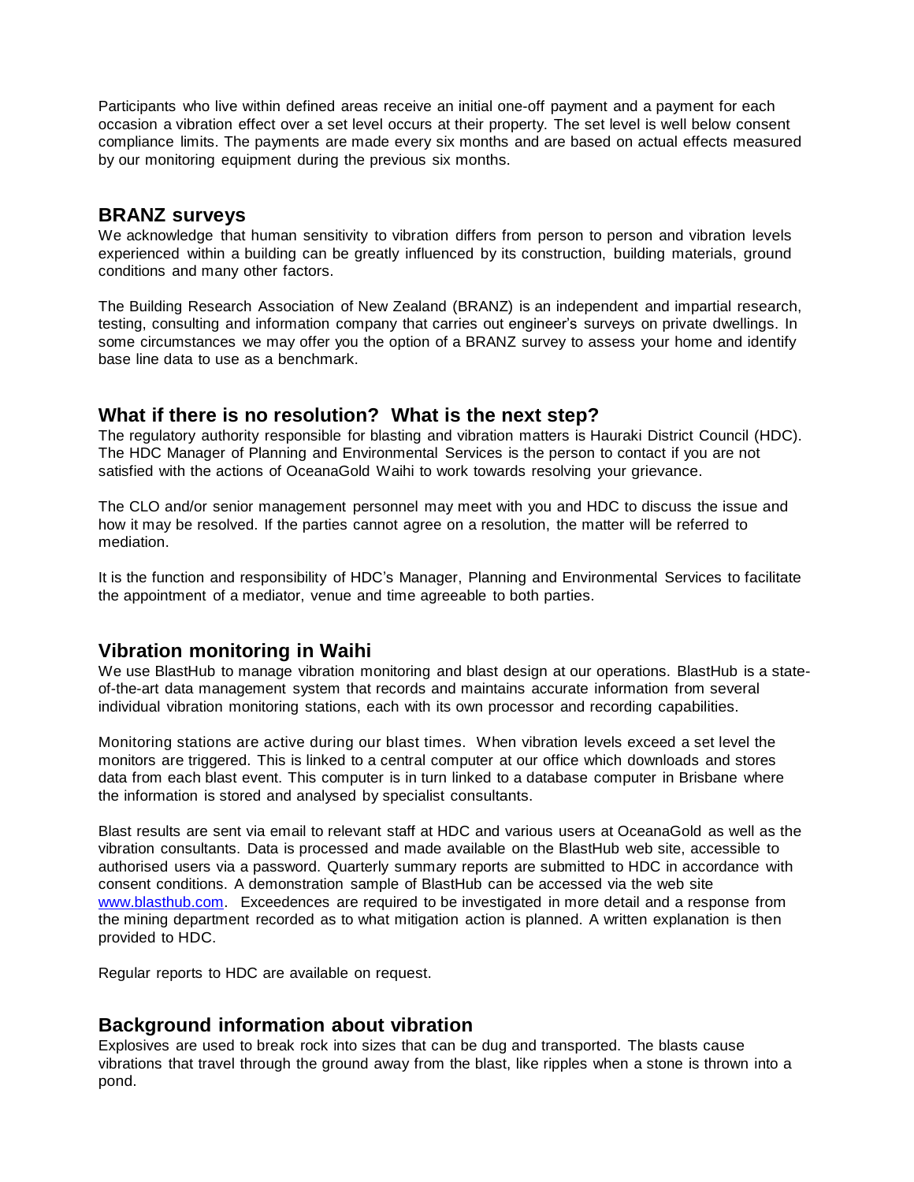Participants who live within defined areas receive an initial one-off payment and a payment for each occasion a vibration effect over a set level occurs at their property. The set level is well below consent compliance limits. The payments are made every six months and are based on actual effects measured by our monitoring equipment during the previous six months.

## BRANZ surveys

We acknowledge that human sensitivity to vibration differs from person to person and vibration levels experienced within a building can be greatly influenced by its construction, building materials, ground conditions and many other factors.

The Building Research Association of New Zealand (BRANZ) is an independent and impartial research, testing, consulting and information company that carries out engineer's surveys on private dwellings. In some circumstances we may offer you the option of a BRANZ survey to assess your home and identify base line data to use as a benchmark.

## What if there is no resolution? What is the next step?

The regulatory authority responsible for blasting and vibration matters is Hauraki District Council (HDC). The HDC Manager of Planning and Environmental Services is the person to contact if you are not satisfied with the actions of OceanaGold Waihi to work towards resolving your grievance.

The CLO and/or senior management personnel may meet with you and HDC to discuss the issue and how it may be resolved. If the parties cannot agree on a resolution, the matter will be referred to mediation.

It is the function and responsibility of HDC's Manager, Planning and Environmental Services to facilitate the appointment of a mediator, venue and time agreeable to both parties.

## Vibration monitoring in Waihi

We use BlastHub to manage vibration monitoring and blast design at our operations. BlastHub is a state-of-the-art data management system that records and maintains accurate information from several individual vibration monitoring stations, each with its own processor and recording capabilities.

Monitoring stations are active during our blast times. When vibration levels exceed a set level the monitors are triggered. This is linked to a central computer at our office which downloads and stores data from each blast event. This computer is in turn linked to a database computer in Brisbane where the information is stored and analysed by specialist consultants.

Blast results are sent via email to relevant staff at HDC and various users at OceanaGold as well as the vibration consultants. Data is processed and made available on the BlastHub web site, accessible to authorised users via a password. Quarterly summary reports are submitted to HDC in accordance with consent conditions. A demonstration sample of BlastHub can be accessed via the web site [www.blasthub.com](www.blasthub.com). Exceedences are required to be investigated in more detail and a response from the mining department recorded as to what mitigation action is planned. A written explanation is then provided to HDC.

Regular reports to HDC are available on request.

## Background information about vibration

Explosives are used to break rock into sizes that can be dug and transported. The blasts cause vibrations that travel through the ground away from the blast, like ripples when a stone is thrown into a pond.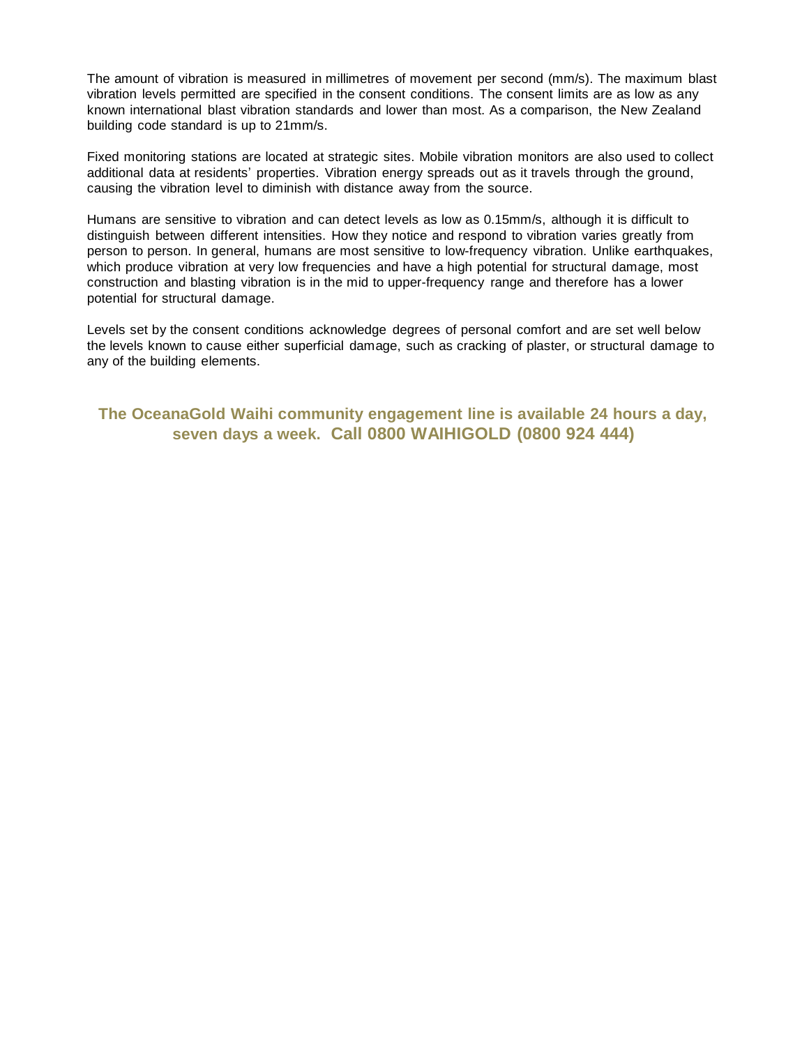The amount of vibration is measured in millimetres of movement per second (mm/s). The maximum blast vibration levels permitted are specified in the consent conditions. The consent limits are as low as any known international blast vibration standards and lower than most. As a comparison, the New Zealand building code standard is up to 21mm/s.

Fixed monitoring stations are located at strategic sites. Mobile vibration monitors are also used to collect additional data at residents' properties. Vibration energy spreads out as it travels through the ground, causing the vibration level to diminish with distance away from the source.

Humans are sensitive to vibration and can detect levels as low as 0.15mm/s, although it is difficult to distinguish between different intensities. How they notice and respond to vibration varies greatly from person to person. In general, humans are most sensitive to low-frequency vibration. Unlike earthquakes, which produce vibration at very low frequencies and have a high potential for structural damage, most construction and blasting vibration is in the mid to upper-frequency range and therefore has a lower potential for structural damage.

Levels set by the consent conditions acknowledge degrees of personal comfort and are set well below the levels known to cause either superficial damage, such as cracking of plaster, or structural damage to any of the building elements.

**The OceanaGold Waihi community engagement line is available 24 hours a day, seven days a week. Call 0800 WAIHIGOLD (0800 924 444)**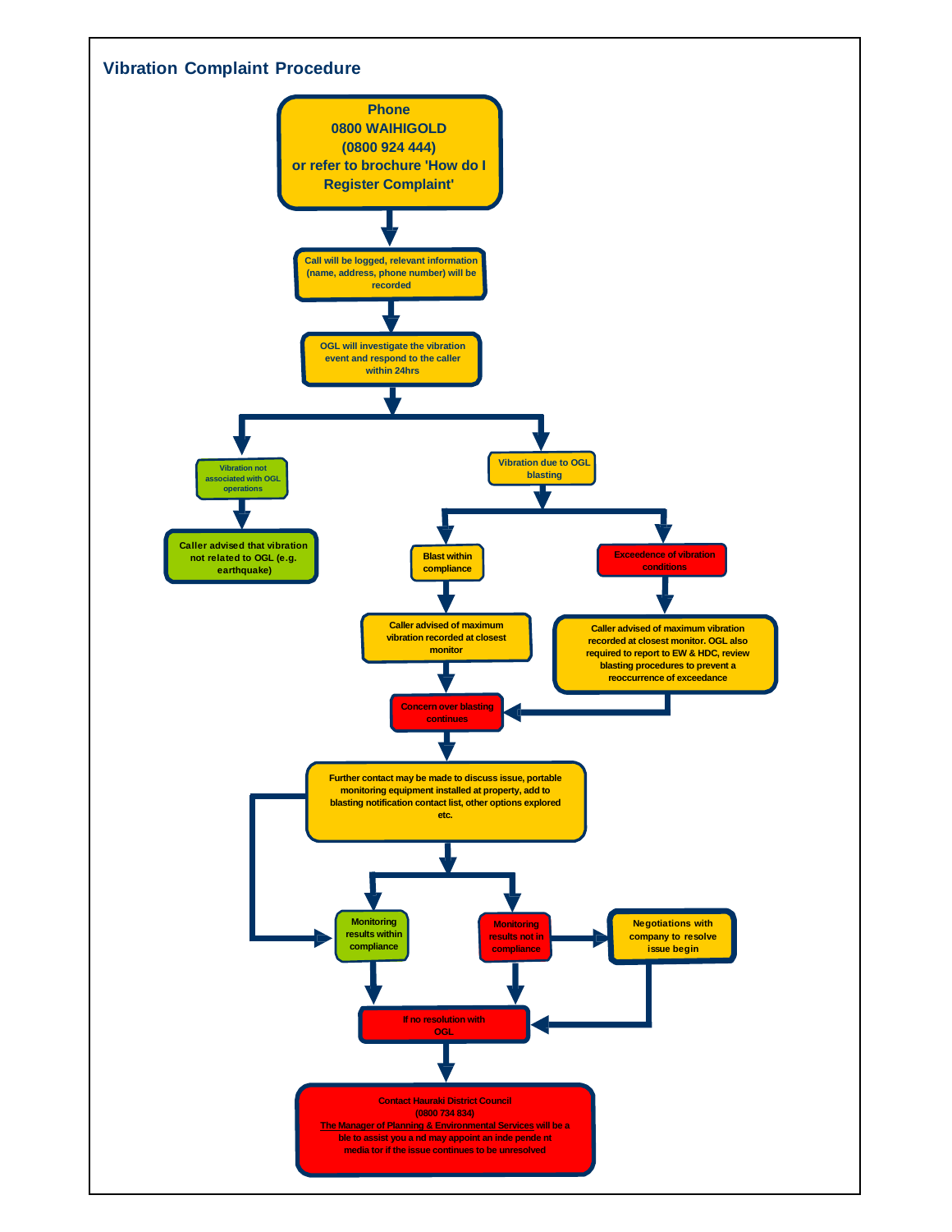## Vibration Complaint Procedure

**Phone 0800 WAIHIGOLD (0800 924 444) or refer to brochure 'How do I Register Complaint'**

Call will be logged, relevant information (name, address, phone number) will be recorded

OGL will investigate the vibration event and respond to the caller within 24hrs

Vibration not associated with OGL operations

Caller advised that vibration not related to OGL (e.g. earthquake)

Vibration due to OGL blasting

Blast within compliance

Caller advised of maximum vibration recorded at closest monitor

Exceedence of vibration conditions

Caller advised of maximum vibration recorded at closest monitor. OGL also required to report to EW & HDC, review blasting procedures to prevent a reoccurrence of exceedance

Concern over blasting continues

Further contact may be made to discuss issue, portable monitoring equipment installed at property, add to blasting notification contact list, other options explored etc.

Monitoring results within compliance

Monitoring results not in compliance

Negotiations with company to resolve issue begin

If no resolution with OGL

Contact Hauraki District Council (0800 734 834)
The Manager of Planning & Environmental Services will be able to assist you and may appoint an independent mediator if the issue continues to be unresolved